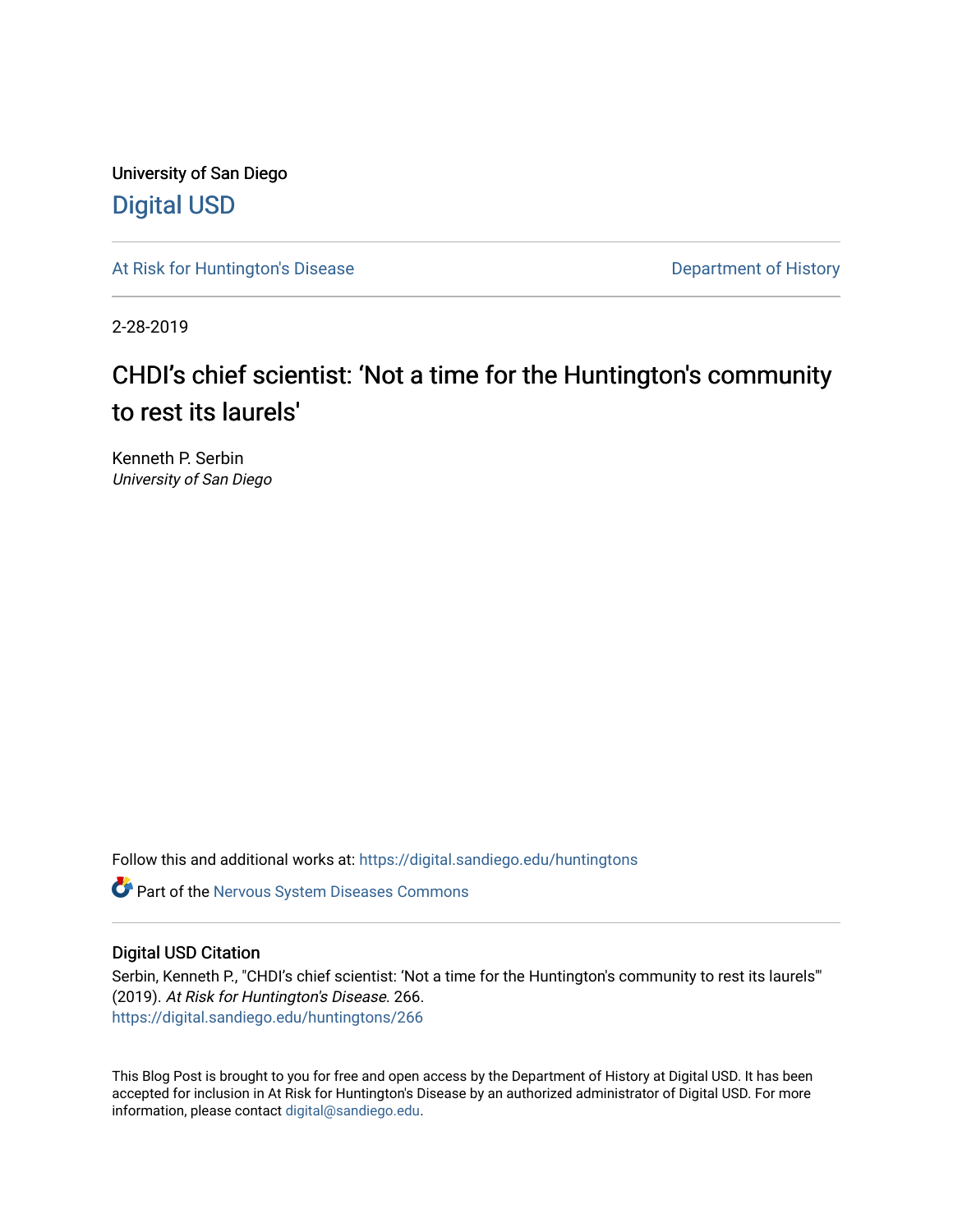University of San Diego

# Digital USD

At Risk for Huntington's Disease

Department of History

2-28-2019

## CHDI's chief scientist: 'Not a time for the Huntington's community to rest its laurels'

Kenneth P. Serbin
*University of San Diego*

Follow this and additional works at: https://digital.sandiego.edu/huntingtons

Part of the Nervous System Diseases Commons

### Digital USD Citation

Serbin, Kenneth P., "CHDI's chief scientist: 'Not a time for the Huntington's community to rest its laurels'" (2019). *At Risk for Huntington's Disease*. 266.
https://digital.sandiego.edu/huntingtons/266

This Blog Post is brought to you for free and open access by the Department of History at Digital USD. It has been accepted for inclusion in At Risk for Huntington's Disease by an authorized administrator of Digital USD. For more information, please contact digital@sandiego.edu.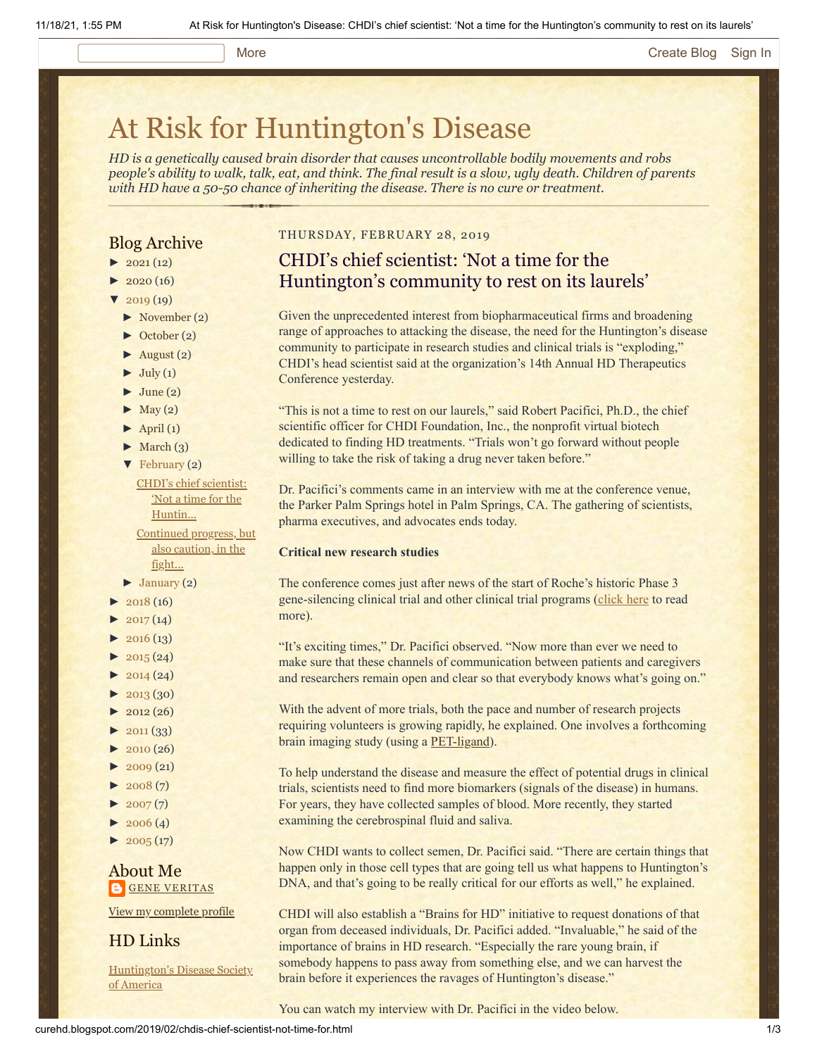# At Risk for Huntington's Disease

*HD is a genetically caused brain disorder that causes uncontrollable bodily movements and robs people's ability to walk, talk, eat, and think. The final result is a slow, ugly death. Children of parents with HD have a 50-50 chance of inheriting the disease. There is no cure or treatment.*

## Blog Archive

- ► 2021 (12)
- ► 2020 (16)
- ▼ 2019 (19)
  - ► November (2)
  - ► October (2)
  - ► August (2)
  - ► July (1)
  - ► June (2)
  - ► May (2)
  - ► April (1)
  - ► March (3)
  - ▼ February (2)
    - CHDI's chief scientist: 'Not a time for the Huntin...
    - Continued progress, but also caution, in the fight...
  - ► January (2)
- ► 2018 (16)
- ► 2017 (14)
- ► 2016 (13)
- ► 2015 (24)
- ► 2014 (24)
- ► 2013 (30)
- ► 2012 (26)
- ► 2011 (33)
- ► 2010 (26)
- ► 2009 (21)
- ► 2008 (7)
- ► 2007 (7)
- ► 2006 (4)
- ► 2005 (17)

## About Me

GENE VERITAS

View my complete profile

## HD Links

Huntington's Disease Society of America

THURSDAY, FEBRUARY 28, 2019

## CHDI's chief scientist: 'Not a time for the Huntington's community to rest on its laurels'

Given the unprecedented interest from biopharmaceutical firms and broadening range of approaches to attacking the disease, the need for the Huntington's disease community to participate in research studies and clinical trials is "exploding," CHDI's head scientist said at the organization's 14th Annual HD Therapeutics Conference yesterday.

"This is not a time to rest on our laurels," said Robert Pacifici, Ph.D., the chief scientific officer for CHDI Foundation, Inc., the nonprofit virtual biotech dedicated to finding HD treatments. "Trials won't go forward without people willing to take the risk of taking a drug never taken before."

Dr. Pacifici's comments came in an interview with me at the conference venue, the Parker Palm Springs hotel in Palm Springs, CA. The gathering of scientists, pharma executives, and advocates ends today.

**Critical new research studies**

The conference comes just after news of the start of Roche's historic Phase 3 gene-silencing clinical trial and other clinical trial programs (click here to read more).

"It's exciting times," Dr. Pacifici observed. "Now more than ever we need to make sure that these channels of communication between patients and caregivers and researchers remain open and clear so that everybody knows what's going on."

With the advent of more trials, both the pace and number of research projects requiring volunteers is growing rapidly, he explained. One involves a forthcoming brain imaging study (using a PET-ligand).

To help understand the disease and measure the effect of potential drugs in clinical trials, scientists need to find more biomarkers (signals of the disease) in humans. For years, they have collected samples of blood. More recently, they started examining the cerebrospinal fluid and saliva.

Now CHDI wants to collect semen, Dr. Pacifici said. "There are certain things that happen only in those cell types that are going tell us what happens to Huntington's DNA, and that's going to be really critical for our efforts as well," he explained.

CHDI will also establish a "Brains for HD" initiative to request donations of that organ from deceased individuals, Dr. Pacifici added. "Invaluable," he said of the importance of brains in HD research. "Especially the rare young brain, if somebody happens to pass away from something else, and we can harvest the brain before it experiences the ravages of Huntington's disease."

You can watch my interview with Dr. Pacifici in the video below.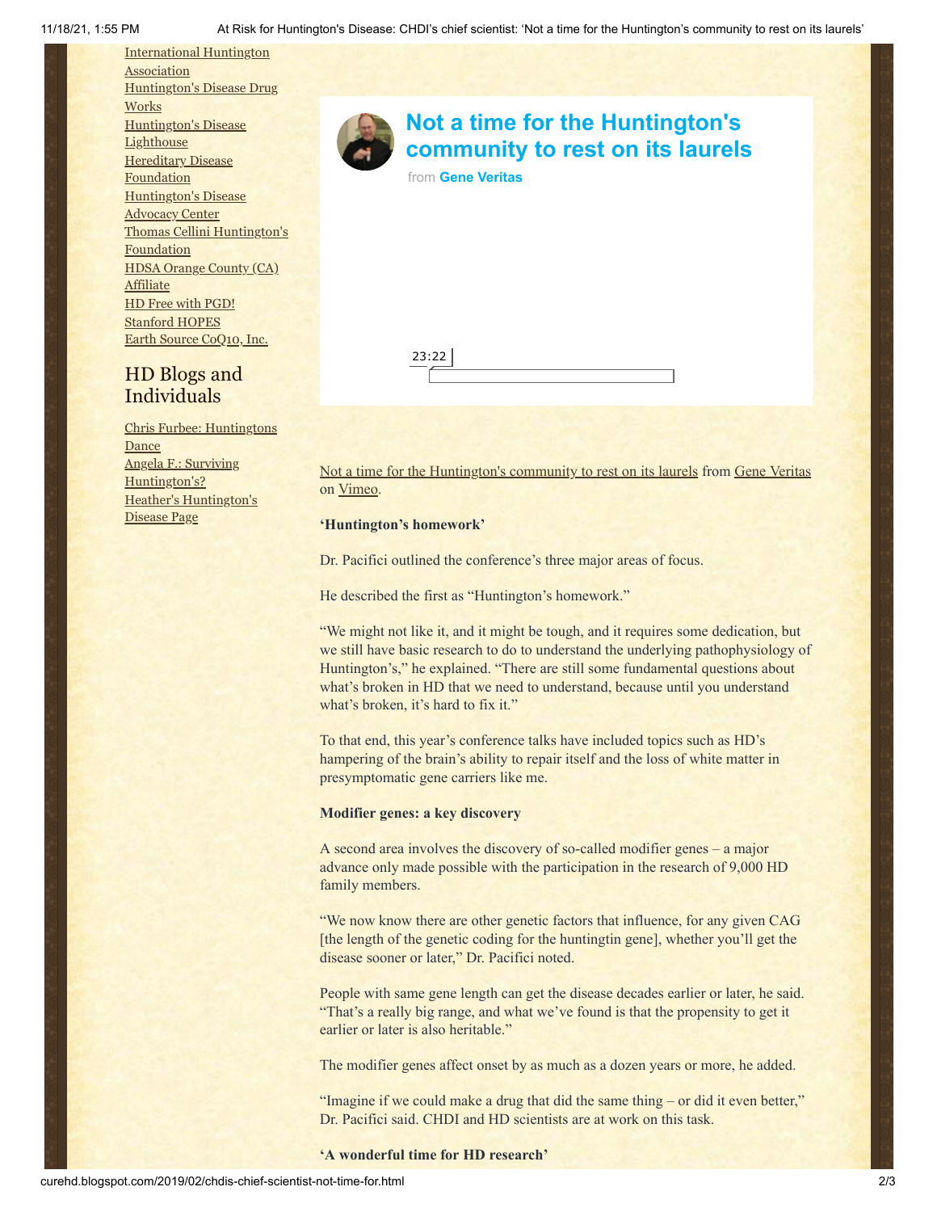International Huntington Association
Huntington's Disease Drug Works
Huntington's Disease Lighthouse
Hereditary Disease Foundation
Huntington's Disease Advocacy Center
Thomas Cellini Huntington's Foundation
HDSA Orange County (CA) Affiliate
HD Free with PGD!
Stanford HOPES
Earth Source CoQ10, Inc.

## HD Blogs and Individuals

Chris Furbee: Huntingtons Dance
Angela F.: Surviving Huntington's?
Heather's Huntington's Disease Page

**Not a time for the Huntington's community to rest on its laurels**

from **Gene Veritas**

23:22

Not a time for the Huntington's community to rest on its laurels from Gene Veritas on Vimeo.

**'Huntington's homework'**

Dr. Pacifici outlined the conference's three major areas of focus.

He described the first as "Huntington's homework."

"We might not like it, and it might be tough, and it requires some dedication, but we still have basic research to do to understand the underlying pathophysiology of Huntington's," he explained. "There are still some fundamental questions about what's broken in HD that we need to understand, because until you understand what's broken, it's hard to fix it."

To that end, this year's conference talks have included topics such as HD's hampering of the brain's ability to repair itself and the loss of white matter in presymptomatic gene carriers like me.

**Modifier genes: a key discovery**

A second area involves the discovery of so-called modifier genes – a major advance only made possible with the participation in the research of 9,000 HD family members.

"We now know there are other genetic factors that influence, for any given CAG [the length of the genetic coding for the huntingtin gene], whether you'll get the disease sooner or later," Dr. Pacifici noted.

People with same gene length can get the disease decades earlier or later, he said. "That's a really big range, and what we've found is that the propensity to get it earlier or later is also heritable."

The modifier genes affect onset by as much as a dozen years or more, he added.

"Imagine if we could make a drug that did the same thing – or did it even better," Dr. Pacifici said. CHDI and HD scientists are at work on this task.

**'A wonderful time for HD research'**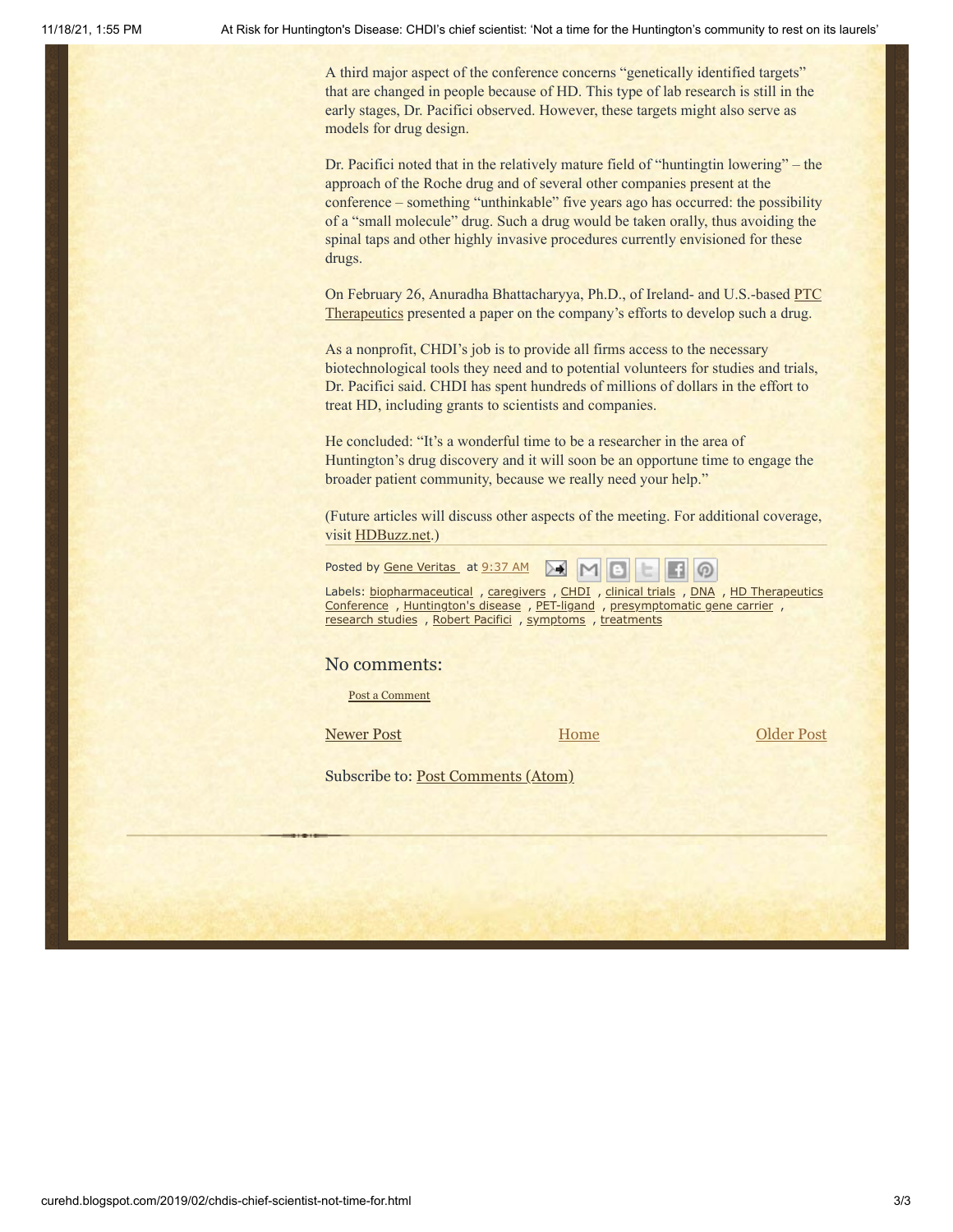A third major aspect of the conference concerns “genetically identified targets” that are changed in people because of HD. This type of lab research is still in the early stages, Dr. Pacifici observed. However, these targets might also serve as models for drug design.

Dr. Pacifici noted that in the relatively mature field of “huntingtin lowering” – the approach of the Roche drug and of several other companies present at the conference – something “unthinkable” five years ago has occurred: the possibility of a “small molecule” drug. Such a drug would be taken orally, thus avoiding the spinal taps and other highly invasive procedures currently envisioned for these drugs.

On February 26, Anuradha Bhattacharyya, Ph.D., of Ireland- and U.S.-based PTC Therapeutics presented a paper on the company’s efforts to develop such a drug.

As a nonprofit, CHDI’s job is to provide all firms access to the necessary biotechnological tools they need and to potential volunteers for studies and trials, Dr. Pacifici said. CHDI has spent hundreds of millions of dollars in the effort to treat HD, including grants to scientists and companies.

He concluded: “It’s a wonderful time to be a researcher in the area of Huntington’s drug discovery and it will soon be an opportune time to engage the broader patient community, because we really need your help.”

(Future articles will discuss other aspects of the meeting. For additional coverage, visit HDBuzz.net.)

Posted by Gene Veritas at 9:37 AM

Labels: biopharmaceutical , caregivers , CHDI , clinical trials , DNA , HD Therapeutics Conference , Huntington's disease , PET-ligand , presymptomatic gene carrier , research studies , Robert Pacifici , symptoms , treatments

## No comments:

Post a Comment

Newer Post Home Older Post

Subscribe to: Post Comments (Atom)